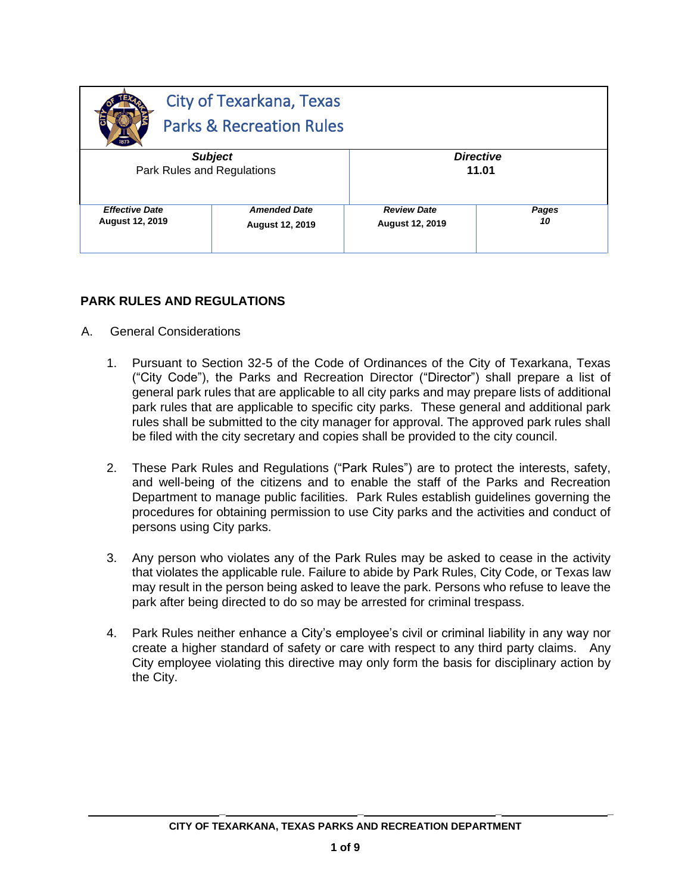# City of Texarkana, Texas
## Parks & Recreation Rules

| *Subject* | | *Directive* | |
|---|---|---|---|
| Park Rules and Regulations | | **11.01** | |
| ***Effective Date*** | ***Amended Date*** | ***Review Date*** | ***Pages*** |
| **August 12, 2019** | **August 12, 2019** | **August 12, 2019** | ***10*** |

## PARK RULES AND REGULATIONS

A. General Considerations

1. Pursuant to Section 32-5 of the Code of Ordinances of the City of Texarkana, Texas ("City Code"), the Parks and Recreation Director ("Director") shall prepare a list of general park rules that are applicable to all city parks and may prepare lists of additional park rules that are applicable to specific city parks. These general and additional park rules shall be submitted to the city manager for approval. The approved park rules shall be filed with the city secretary and copies shall be provided to the city council.

2. These Park Rules and Regulations ("Park Rules") are to protect the interests, safety, and well-being of the citizens and to enable the staff of the Parks and Recreation Department to manage public facilities. Park Rules establish guidelines governing the procedures for obtaining permission to use City parks and the activities and conduct of persons using City parks.

3. Any person who violates any of the Park Rules may be asked to cease in the activity that violates the applicable rule. Failure to abide by Park Rules, City Code, or Texas law may result in the person being asked to leave the park. Persons who refuse to leave the park after being directed to do so may be arrested for criminal trespass.

4. Park Rules neither enhance a City's employee's civil or criminal liability in any way nor create a higher standard of safety or care with respect to any third party claims. Any City employee violating this directive may only form the basis for disciplinary action by the City.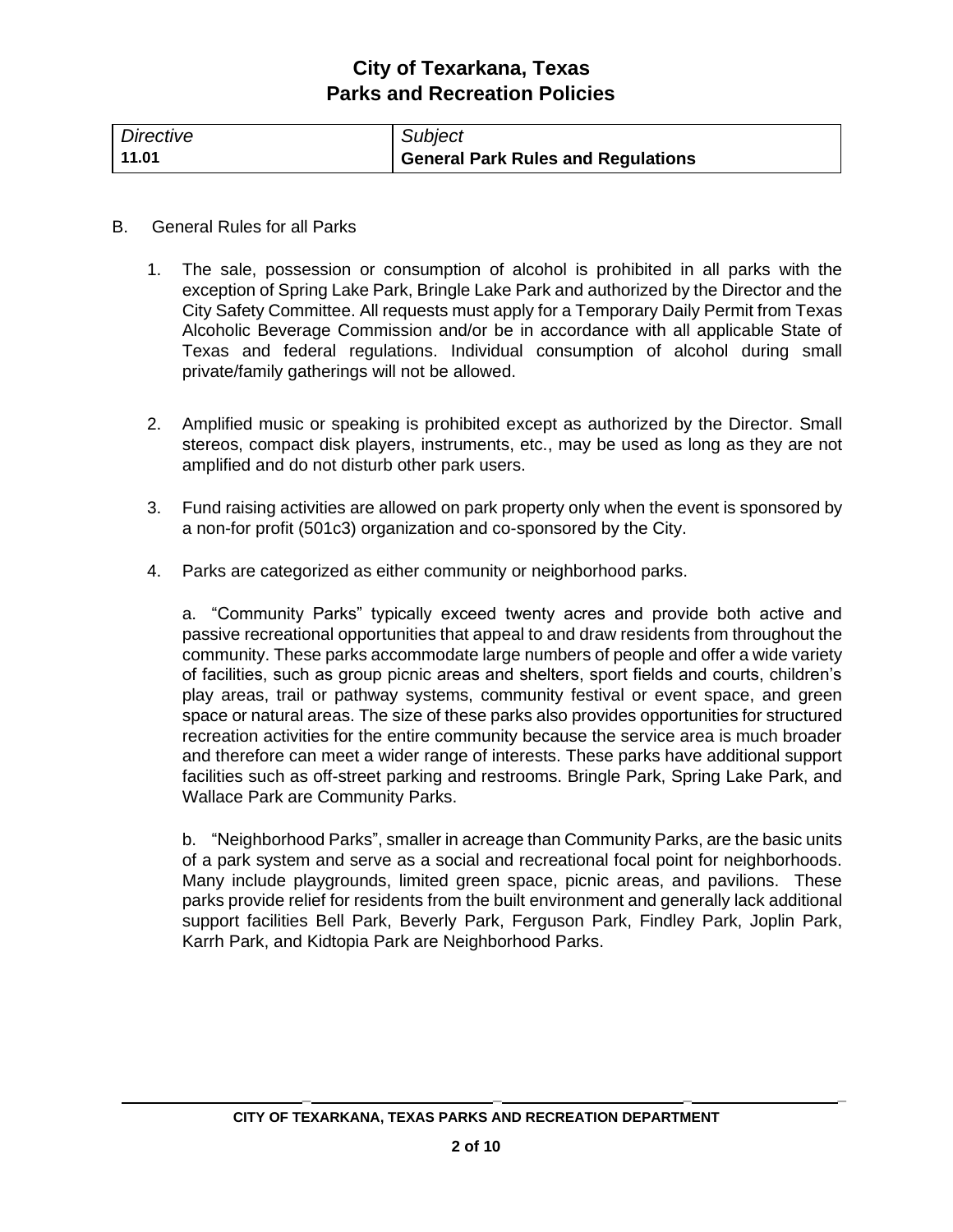| *Directive* | *Subject* |
| --- | --- |
| **11.01** | **General Park Rules and Regulations** |

B. General Rules for all Parks

1. The sale, possession or consumption of alcohol is prohibited in all parks with the exception of Spring Lake Park, Bringle Lake Park and authorized by the Director and the City Safety Committee. All requests must apply for a Temporary Daily Permit from Texas Alcoholic Beverage Commission and/or be in accordance with all applicable State of Texas and federal regulations. Individual consumption of alcohol during small private/family gatherings will not be allowed.

2. Amplified music or speaking is prohibited except as authorized by the Director. Small stereos, compact disk players, instruments, etc., may be used as long as they are not amplified and do not disturb other park users.

3. Fund raising activities are allowed on park property only when the event is sponsored by a non-for profit (501c3) organization and co-sponsored by the City.

4. Parks are categorized as either community or neighborhood parks.

   a. "Community Parks" typically exceed twenty acres and provide both active and passive recreational opportunities that appeal to and draw residents from throughout the community. These parks accommodate large numbers of people and offer a wide variety of facilities, such as group picnic areas and shelters, sport fields and courts, children's play areas, trail or pathway systems, community festival or event space, and green space or natural areas. The size of these parks also provides opportunities for structured recreation activities for the entire community because the service area is much broader and therefore can meet a wider range of interests. These parks have additional support facilities such as off-street parking and restrooms. Bringle Park, Spring Lake Park, and Wallace Park are Community Parks.

   b. "Neighborhood Parks", smaller in acreage than Community Parks, are the basic units of a park system and serve as a social and recreational focal point for neighborhoods. Many include playgrounds, limited green space, picnic areas, and pavilions. These parks provide relief for residents from the built environment and generally lack additional support facilities Bell Park, Beverly Park, Ferguson Park, Findley Park, Joplin Park, Karrh Park, and Kidtopia Park are Neighborhood Parks.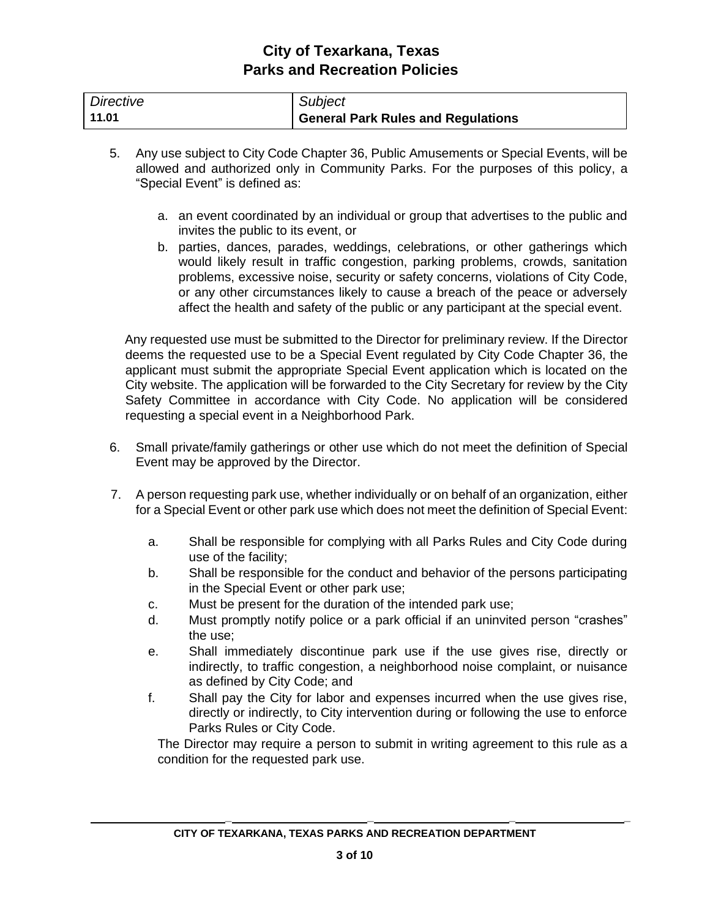| Directive | Subject |
| --- | --- |
| **11.01** | **General Park Rules and Regulations** |

5. Any use subject to City Code Chapter 36, Public Amusements or Special Events, will be allowed and authorized only in Community Parks. For the purposes of this policy, a "Special Event" is defined as:

   a. an event coordinated by an individual or group that advertises to the public and invites the public to its event, or
   b. parties, dances, parades, weddings, celebrations, or other gatherings which would likely result in traffic congestion, parking problems, crowds, sanitation problems, excessive noise, security or safety concerns, violations of City Code, or any other circumstances likely to cause a breach of the peace or adversely affect the health and safety of the public or any participant at the special event.

   Any requested use must be submitted to the Director for preliminary review. If the Director deems the requested use to be a Special Event regulated by City Code Chapter 36, the applicant must submit the appropriate Special Event application which is located on the City website. The application will be forwarded to the City Secretary for review by the City Safety Committee in accordance with City Code. No application will be considered requesting a special event in a Neighborhood Park.

6. Small private/family gatherings or other use which do not meet the definition of Special Event may be approved by the Director.

7. A person requesting park use, whether individually or on behalf of an organization, either for a Special Event or other park use which does not meet the definition of Special Event:

   a. Shall be responsible for complying with all Parks Rules and City Code during use of the facility;
   b. Shall be responsible for the conduct and behavior of the persons participating in the Special Event or other park use;
   c. Must be present for the duration of the intended park use;
   d. Must promptly notify police or a park official if an uninvited person "crashes" the use;
   e. Shall immediately discontinue park use if the use gives rise, directly or indirectly, to traffic congestion, a neighborhood noise complaint, or nuisance as defined by City Code; and
   f. Shall pay the City for labor and expenses incurred when the use gives rise, directly or indirectly, to City intervention during or following the use to enforce Parks Rules or City Code.

   The Director may require a person to submit in writing agreement to this rule as a condition for the requested park use.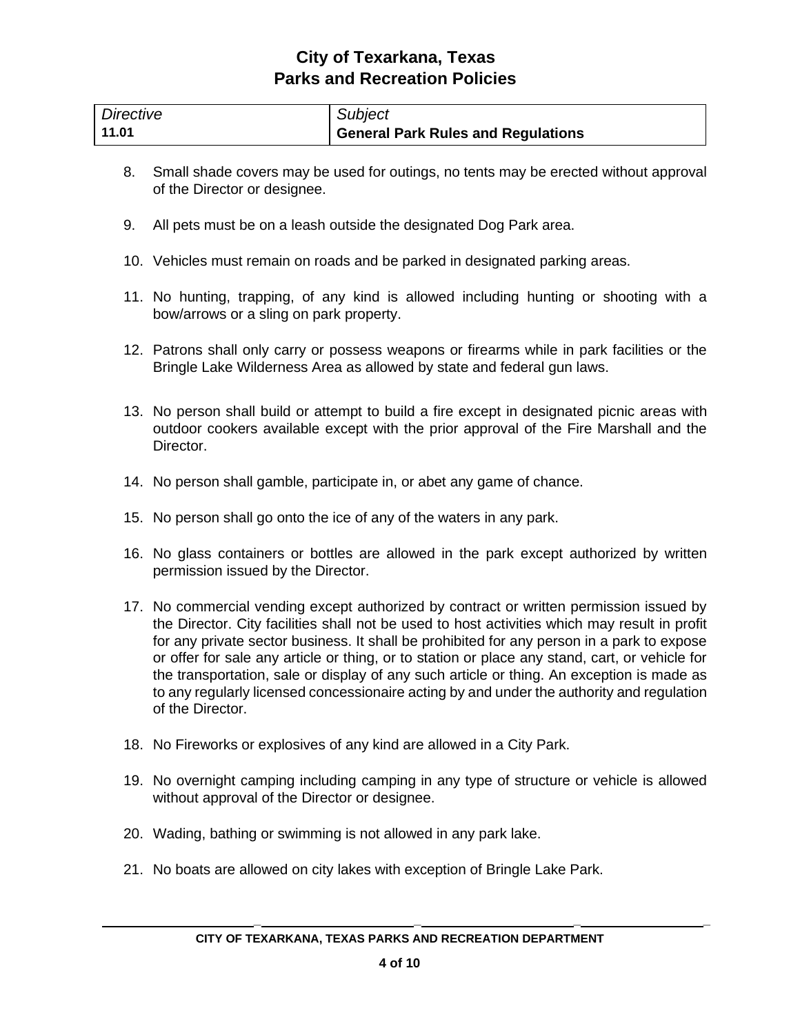| Directive | Subject |
| --- | --- |
| **11.01** | **General Park Rules and Regulations** |

8. Small shade covers may be used for outings, no tents may be erected without approval of the Director or designee.

9. All pets must be on a leash outside the designated Dog Park area.

10. Vehicles must remain on roads and be parked in designated parking areas.

11. No hunting, trapping, of any kind is allowed including hunting or shooting with a bow/arrows or a sling on park property.

12. Patrons shall only carry or possess weapons or firearms while in park facilities or the Bringle Lake Wilderness Area as allowed by state and federal gun laws.

13. No person shall build or attempt to build a fire except in designated picnic areas with outdoor cookers available except with the prior approval of the Fire Marshall and the Director.

14. No person shall gamble, participate in, or abet any game of chance.

15. No person shall go onto the ice of any of the waters in any park.

16. No glass containers or bottles are allowed in the park except authorized by written permission issued by the Director.

17. No commercial vending except authorized by contract or written permission issued by the Director. City facilities shall not be used to host activities which may result in profit for any private sector business. It shall be prohibited for any person in a park to expose or offer for sale any article or thing, or to station or place any stand, cart, or vehicle for the transportation, sale or display of any such article or thing. An exception is made as to any regularly licensed concessionaire acting by and under the authority and regulation of the Director.

18. No Fireworks or explosives of any kind are allowed in a City Park.

19. No overnight camping including camping in any type of structure or vehicle is allowed without approval of the Director or designee.

20. Wading, bathing or swimming is not allowed in any park lake.

21. No boats are allowed on city lakes with exception of Bringle Lake Park.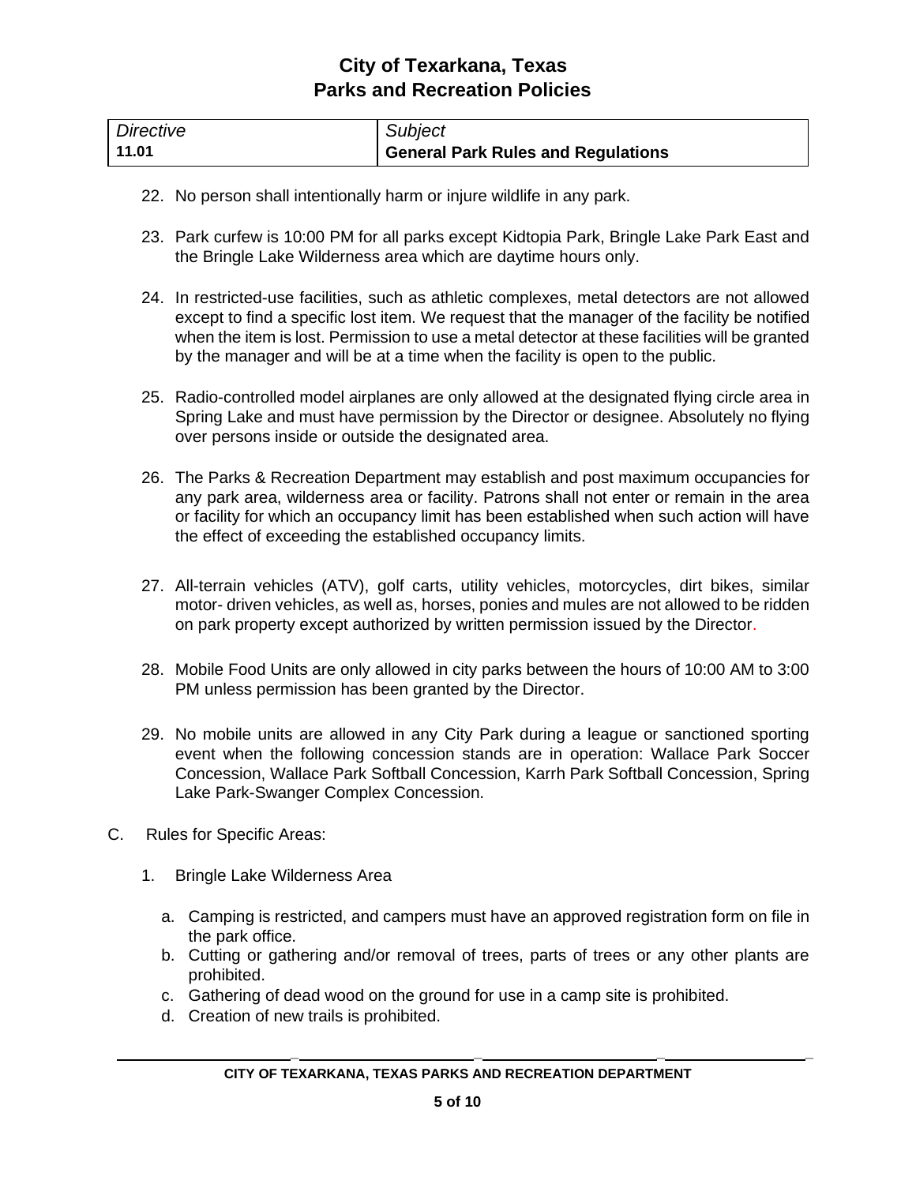22. No person shall intentionally harm or injure wildlife in any park.

23. Park curfew is 10:00 PM for all parks except Kidtopia Park, Bringle Lake Park East and the Bringle Lake Wilderness area which are daytime hours only.

24. In restricted-use facilities, such as athletic complexes, metal detectors are not allowed except to find a specific lost item. We request that the manager of the facility be notified when the item is lost. Permission to use a metal detector at these facilities will be granted by the manager and will be at a time when the facility is open to the public.

25. Radio-controlled model airplanes are only allowed at the designated flying circle area in Spring Lake and must have permission by the Director or designee. Absolutely no flying over persons inside or outside the designated area.

26. The Parks & Recreation Department may establish and post maximum occupancies for any park area, wilderness area or facility. Patrons shall not enter or remain in the area or facility for which an occupancy limit has been established when such action will have the effect of exceeding the established occupancy limits.

27. All-terrain vehicles (ATV), golf carts, utility vehicles, motorcycles, dirt bikes, similar motor- driven vehicles, as well as, horses, ponies and mules are not allowed to be ridden on park property except authorized by written permission issued by the Director.

28. Mobile Food Units are only allowed in city parks between the hours of 10:00 AM to 3:00 PM unless permission has been granted by the Director.

29. No mobile units are allowed in any City Park during a league or sanctioned sporting event when the following concession stands are in operation: Wallace Park Soccer Concession, Wallace Park Softball Concession, Karrh Park Softball Concession, Spring Lake Park-Swanger Complex Concession.

C. Rules for Specific Areas:

1. Bringle Lake Wilderness Area

   a. Camping is restricted, and campers must have an approved registration form on file in the park office.
   b. Cutting or gathering and/or removal of trees, parts of trees or any other plants are prohibited.
   c. Gathering of dead wood on the ground for use in a camp site is prohibited.
   d. Creation of new trails is prohibited.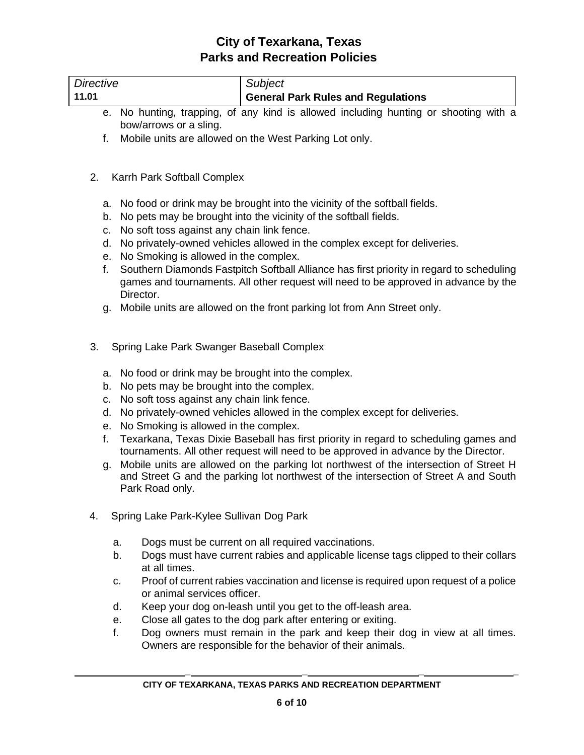| *Directive* | *Subject* |
| --- | --- |
| **11.01** | **General Park Rules and Regulations** |

e. No hunting, trapping, of any kind is allowed including hunting or shooting with a bow/arrows or a sling.

f. Mobile units are allowed on the West Parking Lot only.

2. Karrh Park Softball Complex

   a. No food or drink may be brought into the vicinity of the softball fields.
   b. No pets may be brought into the vicinity of the softball fields.
   c. No soft toss against any chain link fence.
   d. No privately-owned vehicles allowed in the complex except for deliveries.
   e. No Smoking is allowed in the complex.
   f. Southern Diamonds Fastpitch Softball Alliance has first priority in regard to scheduling games and tournaments. All other request will need to be approved in advance by the Director.
   g. Mobile units are allowed on the front parking lot from Ann Street only.

3. Spring Lake Park Swanger Baseball Complex

   a. No food or drink may be brought into the complex.
   b. No pets may be brought into the complex.
   c. No soft toss against any chain link fence.
   d. No privately-owned vehicles allowed in the complex except for deliveries.
   e. No Smoking is allowed in the complex.
   f. Texarkana, Texas Dixie Baseball has first priority in regard to scheduling games and tournaments. All other request will need to be approved in advance by the Director.
   g. Mobile units are allowed on the parking lot northwest of the intersection of Street H and Street G and the parking lot northwest of the intersection of Street A and South Park Road only.

4. Spring Lake Park-Kylee Sullivan Dog Park

   a. Dogs must be current on all required vaccinations.
   b. Dogs must have current rabies and applicable license tags clipped to their collars at all times.
   c. Proof of current rabies vaccination and license is required upon request of a police or animal services officer.
   d. Keep your dog on-leash until you get to the off-leash area.
   e. Close all gates to the dog park after entering or exiting.
   f. Dog owners must remain in the park and keep their dog in view at all times. Owners are responsible for the behavior of their animals.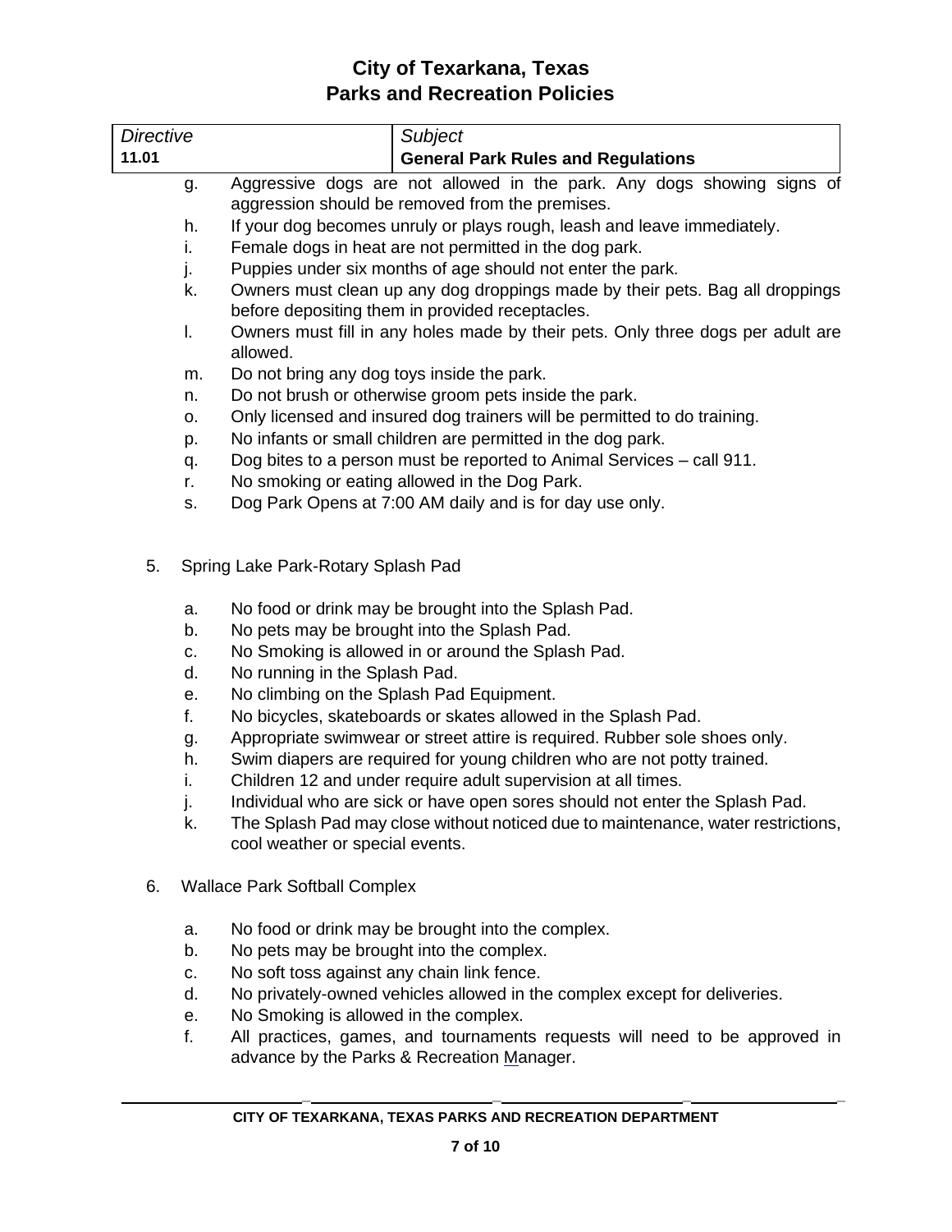| Directive | Subject |
| --- | --- |
| 11.01 | **General Park Rules and Regulations** |

g. Aggressive dogs are not allowed in the park. Any dogs showing signs of aggression should be removed from the premises.
h. If your dog becomes unruly or plays rough, leash and leave immediately.
i. Female dogs in heat are not permitted in the dog park.
j. Puppies under six months of age should not enter the park.
k. Owners must clean up any dog droppings made by their pets. Bag all droppings before depositing them in provided receptacles.
l. Owners must fill in any holes made by their pets. Only three dogs per adult are allowed.
m. Do not bring any dog toys inside the park.
n. Do not brush or otherwise groom pets inside the park.
o. Only licensed and insured dog trainers will be permitted to do training.
p. No infants or small children are permitted in the dog park.
q. Dog bites to a person must be reported to Animal Services – call 911.
r. No smoking or eating allowed in the Dog Park.
s. Dog Park Opens at 7:00 AM daily and is for day use only.

5. Spring Lake Park-Rotary Splash Pad

   a. No food or drink may be brought into the Splash Pad.
   b. No pets may be brought into the Splash Pad.
   c. No Smoking is allowed in or around the Splash Pad.
   d. No running in the Splash Pad.
   e. No climbing on the Splash Pad Equipment.
   f. No bicycles, skateboards or skates allowed in the Splash Pad.
   g. Appropriate swimwear or street attire is required. Rubber sole shoes only.
   h. Swim diapers are required for young children who are not potty trained.
   i. Children 12 and under require adult supervision at all times.
   j. Individual who are sick or have open sores should not enter the Splash Pad.
   k. The Splash Pad may close without noticed due to maintenance, water restrictions, cool weather or special events.

6. Wallace Park Softball Complex

   a. No food or drink may be brought into the complex.
   b. No pets may be brought into the complex.
   c. No soft toss against any chain link fence.
   d. No privately-owned vehicles allowed in the complex except for deliveries.
   e. No Smoking is allowed in the complex.
   f. All practices, games, and tournaments requests will need to be approved in advance by the Parks & Recreation Manager.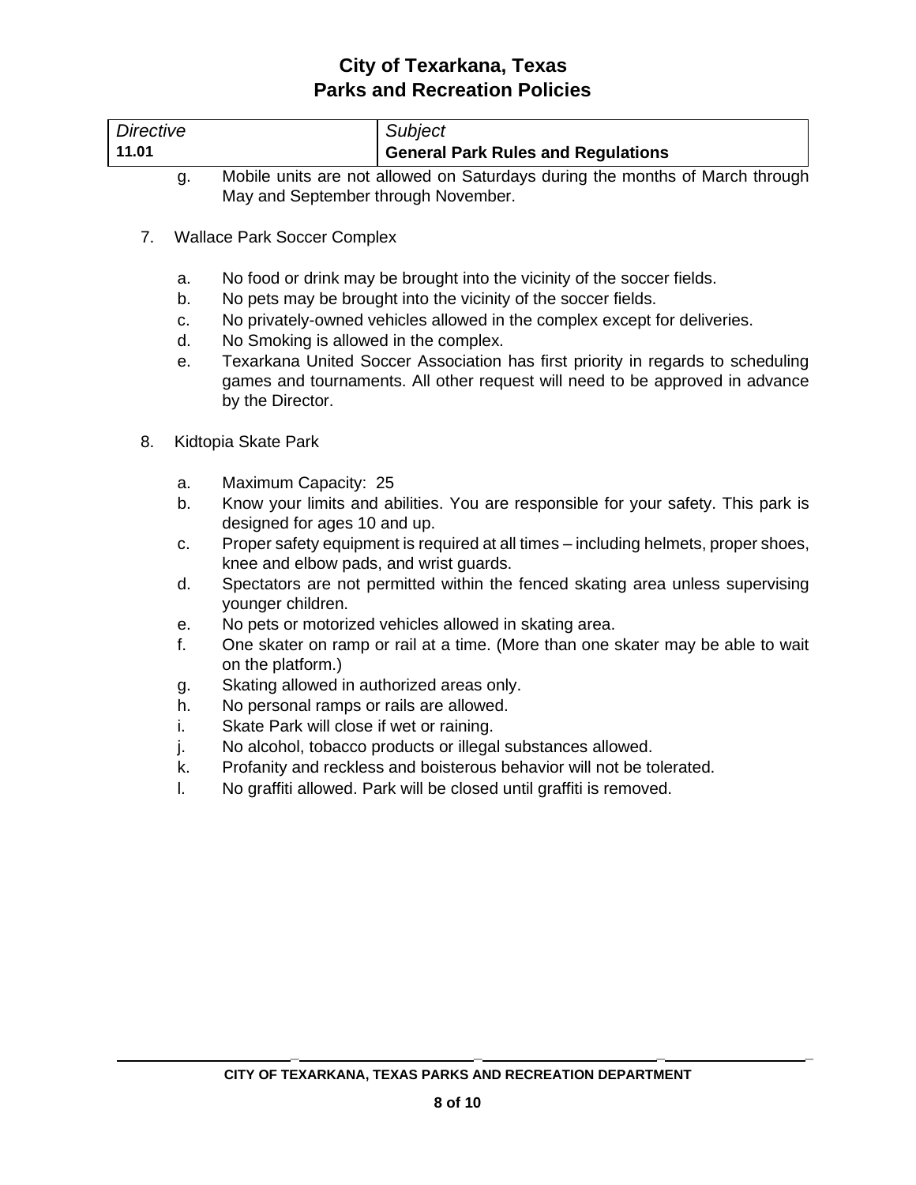| *Directive* | *Subject* |
|---|---|
| **11.01** | **General Park Rules and Regulations** |

g. Mobile units are not allowed on Saturdays during the months of March through May and September through November.

7. Wallace Park Soccer Complex

   a. No food or drink may be brought into the vicinity of the soccer fields.
   b. No pets may be brought into the vicinity of the soccer fields.
   c. No privately-owned vehicles allowed in the complex except for deliveries.
   d. No Smoking is allowed in the complex.
   e. Texarkana United Soccer Association has first priority in regards to scheduling games and tournaments. All other request will need to be approved in advance by the Director.

8. Kidtopia Skate Park

   a. Maximum Capacity: 25
   b. Know your limits and abilities. You are responsible for your safety. This park is designed for ages 10 and up.
   c. Proper safety equipment is required at all times – including helmets, proper shoes, knee and elbow pads, and wrist guards.
   d. Spectators are not permitted within the fenced skating area unless supervising younger children.
   e. No pets or motorized vehicles allowed in skating area.
   f. One skater on ramp or rail at a time. (More than one skater may be able to wait on the platform.)
   g. Skating allowed in authorized areas only.
   h. No personal ramps or rails are allowed.
   i. Skate Park will close if wet or raining.
   j. No alcohol, tobacco products or illegal substances allowed.
   k. Profanity and reckless and boisterous behavior will not be tolerated.
   l. No graffiti allowed. Park will be closed until graffiti is removed.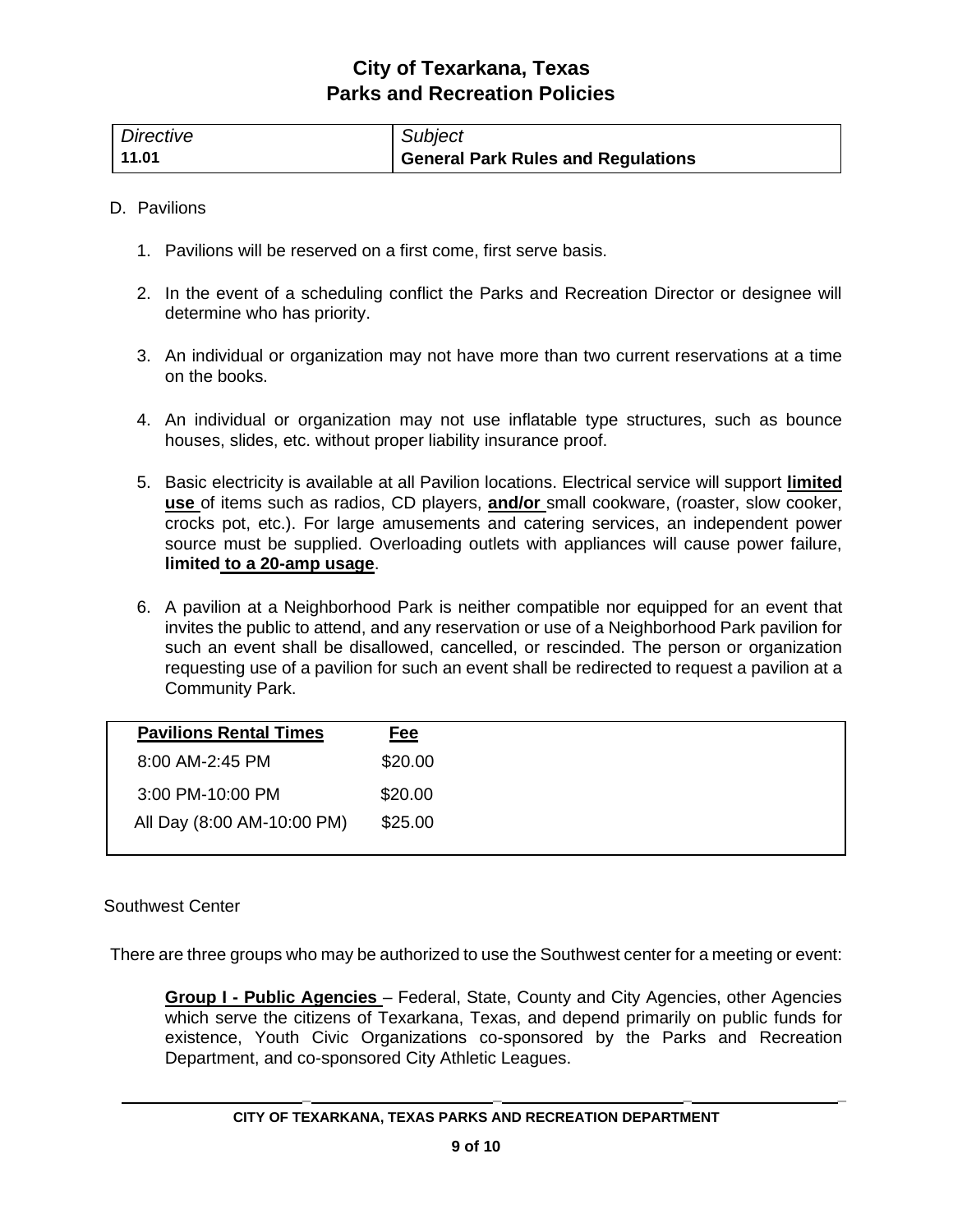| Directive | Subject |
|---|---|
| 11.01 | **General Park Rules and Regulations** |

D. Pavilions

1. Pavilions will be reserved on a first come, first serve basis.

2. In the event of a scheduling conflict the Parks and Recreation Director or designee will determine who has priority.

3. An individual or organization may not have more than two current reservations at a time on the books.

4. An individual or organization may not use inflatable type structures, such as bounce houses, slides, etc. without proper liability insurance proof.

5. Basic electricity is available at all Pavilion locations. Electrical service will support **limited use** of items such as radios, CD players, **and/or** small cookware, (roaster, slow cooker, crocks pot, etc.). For large amusements and catering services, an independent power source must be supplied. Overloading outlets with appliances will cause power failure, **limited to a 20-amp usage**.

6. A pavilion at a Neighborhood Park is neither compatible nor equipped for an event that invites the public to attend, and any reservation or use of a Neighborhood Park pavilion for such an event shall be disallowed, cancelled, or rescinded. The person or organization requesting use of a pavilion for such an event shall be redirected to request a pavilion at a Community Park.

| Pavilions Rental Times | Fee |
|---|---|
| 8:00 AM-2:45 PM | $20.00 |
| 3:00 PM-10:00 PM | $20.00 |
| All Day (8:00 AM-10:00 PM) | $25.00 |

Southwest Center

There are three groups who may be authorized to use the Southwest center for a meeting or event:

**Group I - Public Agencies** – Federal, State, County and City Agencies, other Agencies which serve the citizens of Texarkana, Texas, and depend primarily on public funds for existence, Youth Civic Organizations co-sponsored by the Parks and Recreation Department, and co-sponsored City Athletic Leagues.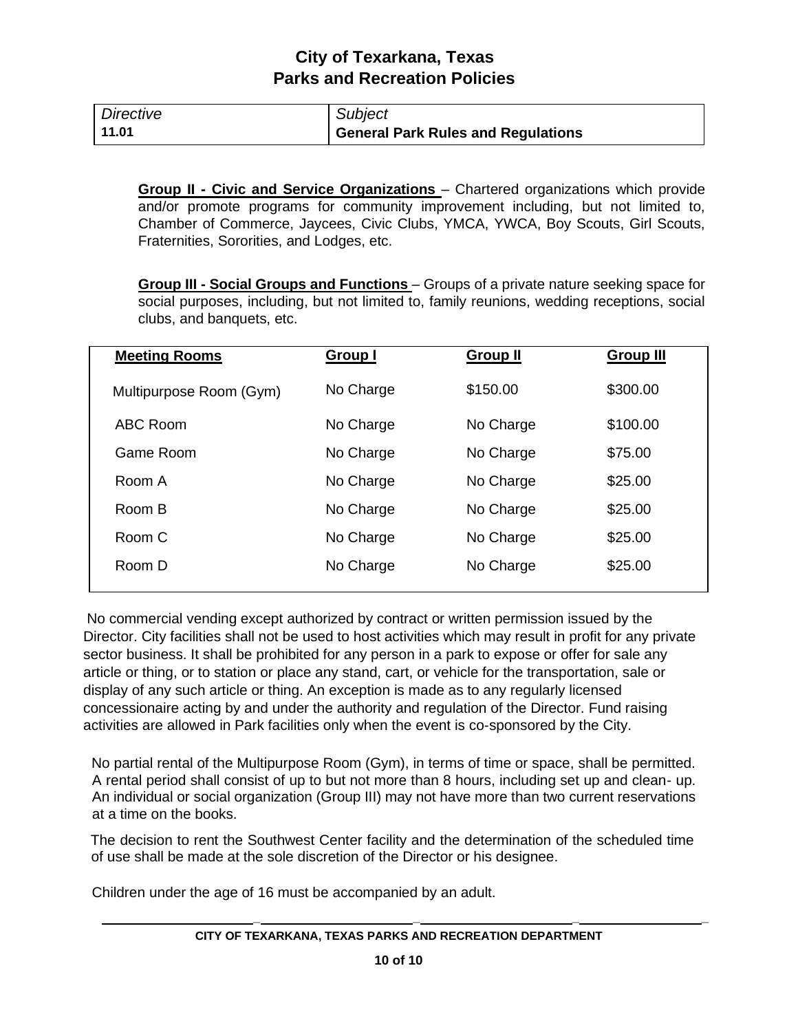| Directive | Subject |
| --- | --- |
| **11.01** | **General Park Rules and Regulations** |

**Group II - Civic and Service Organizations** – Chartered organizations which provide and/or promote programs for community improvement including, but not limited to, Chamber of Commerce, Jaycees, Civic Clubs, YMCA, YWCA, Boy Scouts, Girl Scouts, Fraternities, Sororities, and Lodges, etc.

**Group III - Social Groups and Functions** – Groups of a private nature seeking space for social purposes, including, but not limited to, family reunions, wedding receptions, social clubs, and banquets, etc.

| Meeting Rooms | Group I | Group II | Group III |
| --- | --- | --- | --- |
| Multipurpose Room (Gym) | No Charge | $150.00 | $300.00 |
| ABC Room | No Charge | No Charge | $100.00 |
| Game Room | No Charge | No Charge | $75.00 |
| Room A | No Charge | No Charge | $25.00 |
| Room B | No Charge | No Charge | $25.00 |
| Room C | No Charge | No Charge | $25.00 |
| Room D | No Charge | No Charge | $25.00 |

No commercial vending except authorized by contract or written permission issued by the Director. City facilities shall not be used to host activities which may result in profit for any private sector business. It shall be prohibited for any person in a park to expose or offer for sale any article or thing, or to station or place any stand, cart, or vehicle for the transportation, sale or display of any such article or thing. An exception is made as to any regularly licensed concessionaire acting by and under the authority and regulation of the Director. Fund raising activities are allowed in Park facilities only when the event is co-sponsored by the City.

No partial rental of the Multipurpose Room (Gym), in terms of time or space, shall be permitted. A rental period shall consist of up to but not more than 8 hours, including set up and clean- up. An individual or social organization (Group III) may not have more than two current reservations at a time on the books.

The decision to rent the Southwest Center facility and the determination of the scheduled time of use shall be made at the sole discretion of the Director or his designee.

Children under the age of 16 must be accompanied by an adult.